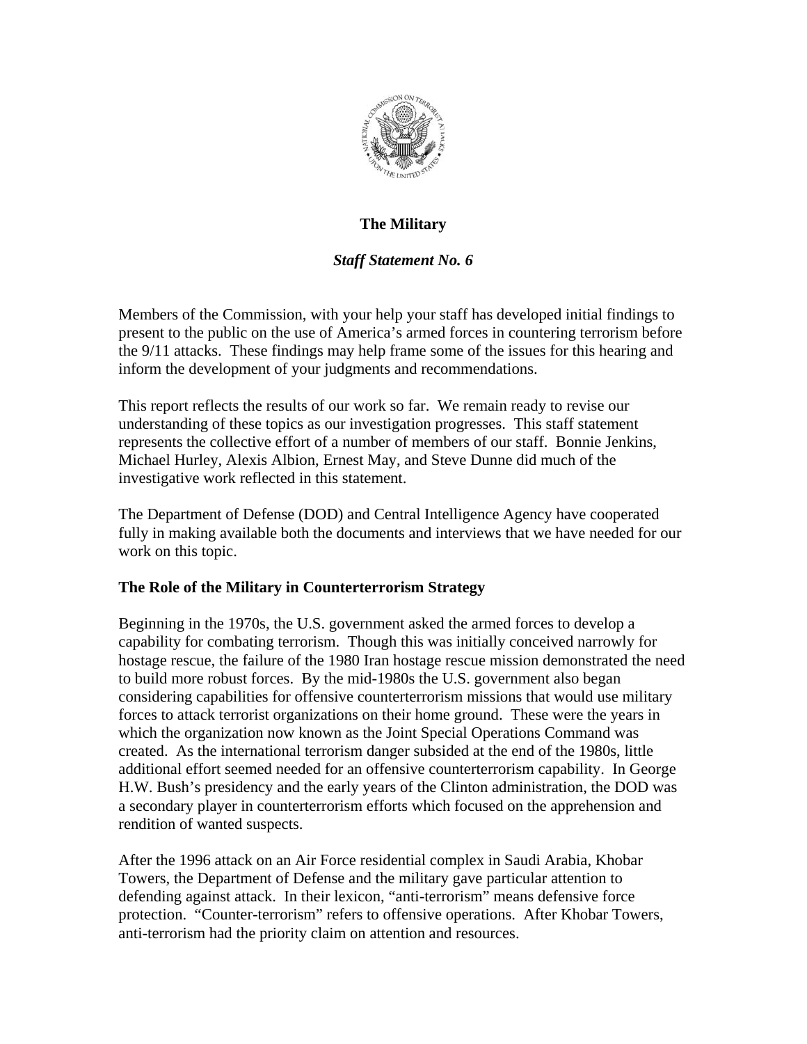**The Military**

***Staff Statement No. 6***

Members of the Commission, with your help your staff has developed initial findings to present to the public on the use of America's armed forces in countering terrorism before the 9/11 attacks. These findings may help frame some of the issues for this hearing and inform the development of your judgments and recommendations.

This report reflects the results of our work so far. We remain ready to revise our understanding of these topics as our investigation progresses. This staff statement represents the collective effort of a number of members of our staff. Bonnie Jenkins, Michael Hurley, Alexis Albion, Ernest May, and Steve Dunne did much of the investigative work reflected in this statement.

The Department of Defense (DOD) and Central Intelligence Agency have cooperated fully in making available both the documents and interviews that we have needed for our work on this topic.

## The Role of the Military in Counterterrorism Strategy

Beginning in the 1970s, the U.S. government asked the armed forces to develop a capability for combating terrorism. Though this was initially conceived narrowly for hostage rescue, the failure of the 1980 Iran hostage rescue mission demonstrated the need to build more robust forces. By the mid-1980s the U.S. government also began considering capabilities for offensive counterterrorism missions that would use military forces to attack terrorist organizations on their home ground. These were the years in which the organization now known as the Joint Special Operations Command was created. As the international terrorism danger subsided at the end of the 1980s, little additional effort seemed needed for an offensive counterterrorism capability. In George H.W. Bush's presidency and the early years of the Clinton administration, the DOD was a secondary player in counterterrorism efforts which focused on the apprehension and rendition of wanted suspects.

After the 1996 attack on an Air Force residential complex in Saudi Arabia, Khobar Towers, the Department of Defense and the military gave particular attention to defending against attack. In their lexicon, "anti-terrorism" means defensive force protection. "Counter-terrorism" refers to offensive operations. After Khobar Towers, anti-terrorism had the priority claim on attention and resources.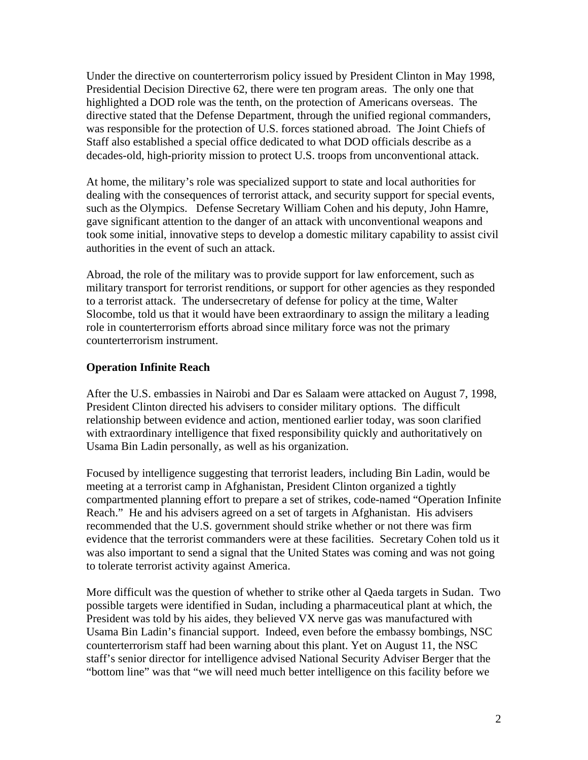Under the directive on counterterrorism policy issued by President Clinton in May 1998, Presidential Decision Directive 62, there were ten program areas. The only one that highlighted a DOD role was the tenth, on the protection of Americans overseas. The directive stated that the Defense Department, through the unified regional commanders, was responsible for the protection of U.S. forces stationed abroad. The Joint Chiefs of Staff also established a special office dedicated to what DOD officials describe as a decades-old, high-priority mission to protect U.S. troops from unconventional attack.

At home, the military's role was specialized support to state and local authorities for dealing with the consequences of terrorist attack, and security support for special events, such as the Olympics. Defense Secretary William Cohen and his deputy, John Hamre, gave significant attention to the danger of an attack with unconventional weapons and took some initial, innovative steps to develop a domestic military capability to assist civil authorities in the event of such an attack.

Abroad, the role of the military was to provide support for law enforcement, such as military transport for terrorist renditions, or support for other agencies as they responded to a terrorist attack. The undersecretary of defense for policy at the time, Walter Slocombe, told us that it would have been extraordinary to assign the military a leading role in counterterrorism efforts abroad since military force was not the primary counterterrorism instrument.

**Operation Infinite Reach**

After the U.S. embassies in Nairobi and Dar es Salaam were attacked on August 7, 1998, President Clinton directed his advisers to consider military options. The difficult relationship between evidence and action, mentioned earlier today, was soon clarified with extraordinary intelligence that fixed responsibility quickly and authoritatively on Usama Bin Ladin personally, as well as his organization.

Focused by intelligence suggesting that terrorist leaders, including Bin Ladin, would be meeting at a terrorist camp in Afghanistan, President Clinton organized a tightly compartmented planning effort to prepare a set of strikes, code-named "Operation Infinite Reach." He and his advisers agreed on a set of targets in Afghanistan. His advisers recommended that the U.S. government should strike whether or not there was firm evidence that the terrorist commanders were at these facilities. Secretary Cohen told us it was also important to send a signal that the United States was coming and was not going to tolerate terrorist activity against America.

More difficult was the question of whether to strike other al Qaeda targets in Sudan. Two possible targets were identified in Sudan, including a pharmaceutical plant at which, the President was told by his aides, they believed VX nerve gas was manufactured with Usama Bin Ladin's financial support. Indeed, even before the embassy bombings, NSC counterterrorism staff had been warning about this plant. Yet on August 11, the NSC staff's senior director for intelligence advised National Security Adviser Berger that the "bottom line" was that "we will need much better intelligence on this facility before we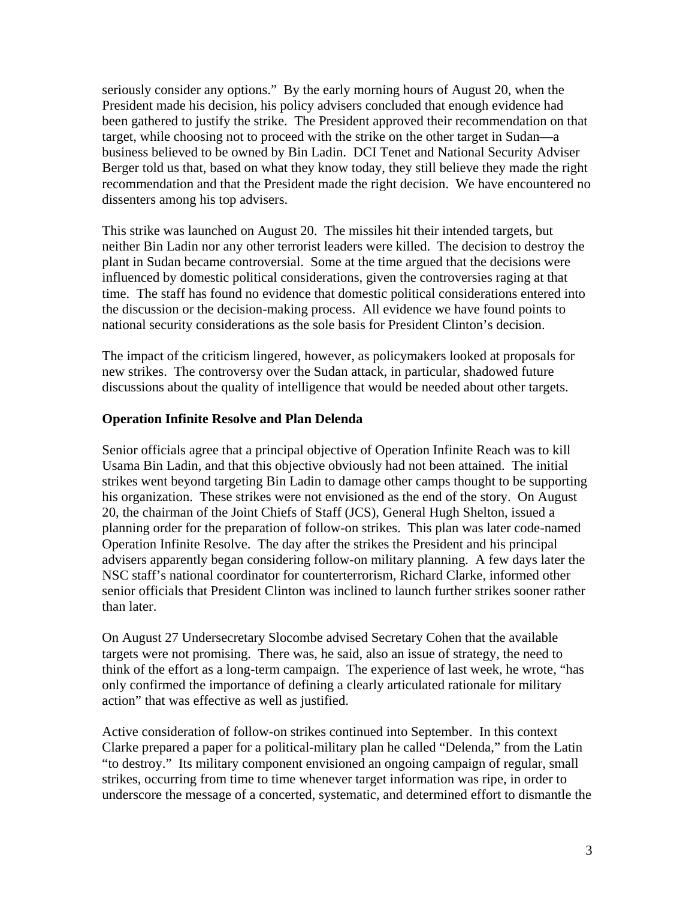seriously consider any options." By the early morning hours of August 20, when the President made his decision, his policy advisers concluded that enough evidence had been gathered to justify the strike. The President approved their recommendation on that target, while choosing not to proceed with the strike on the other target in Sudan—a business believed to be owned by Bin Ladin. DCI Tenet and National Security Adviser Berger told us that, based on what they know today, they still believe they made the right recommendation and that the President made the right decision. We have encountered no dissenters among his top advisers.

This strike was launched on August 20. The missiles hit their intended targets, but neither Bin Ladin nor any other terrorist leaders were killed. The decision to destroy the plant in Sudan became controversial. Some at the time argued that the decisions were influenced by domestic political considerations, given the controversies raging at that time. The staff has found no evidence that domestic political considerations entered into the discussion or the decision-making process. All evidence we have found points to national security considerations as the sole basis for President Clinton's decision.

The impact of the criticism lingered, however, as policymakers looked at proposals for new strikes. The controversy over the Sudan attack, in particular, shadowed future discussions about the quality of intelligence that would be needed about other targets.

**Operation Infinite Resolve and Plan Delenda**

Senior officials agree that a principal objective of Operation Infinite Reach was to kill Usama Bin Ladin, and that this objective obviously had not been attained. The initial strikes went beyond targeting Bin Ladin to damage other camps thought to be supporting his organization. These strikes were not envisioned as the end of the story. On August 20, the chairman of the Joint Chiefs of Staff (JCS), General Hugh Shelton, issued a planning order for the preparation of follow-on strikes. This plan was later code-named Operation Infinite Resolve. The day after the strikes the President and his principal advisers apparently began considering follow-on military planning. A few days later the NSC staff's national coordinator for counterterrorism, Richard Clarke, informed other senior officials that President Clinton was inclined to launch further strikes sooner rather than later.

On August 27 Undersecretary Slocombe advised Secretary Cohen that the available targets were not promising. There was, he said, also an issue of strategy, the need to think of the effort as a long-term campaign. The experience of last week, he wrote, "has only confirmed the importance of defining a clearly articulated rationale for military action" that was effective as well as justified.

Active consideration of follow-on strikes continued into September. In this context Clarke prepared a paper for a political-military plan he called "Delenda," from the Latin "to destroy." Its military component envisioned an ongoing campaign of regular, small strikes, occurring from time to time whenever target information was ripe, in order to underscore the message of a concerted, systematic, and determined effort to dismantle the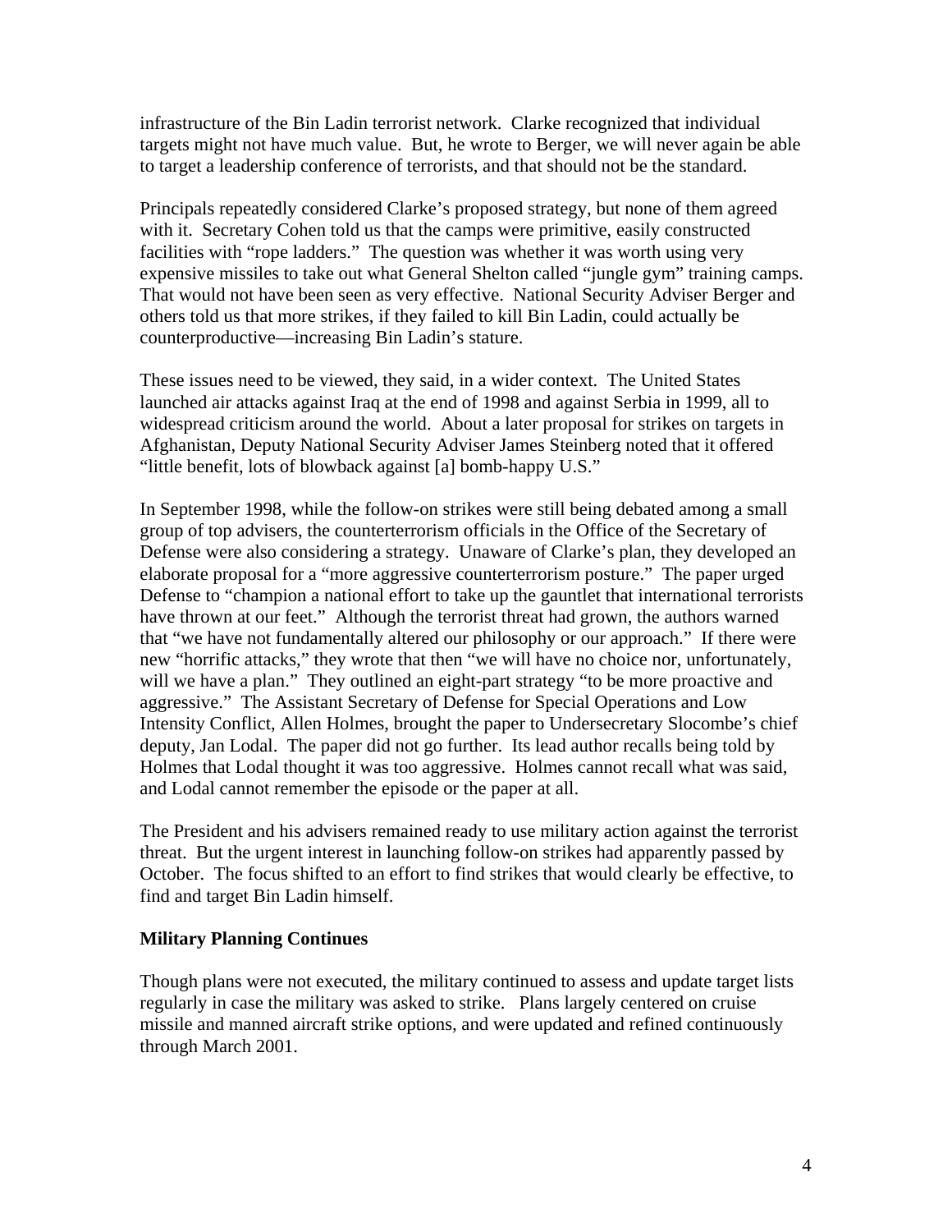infrastructure of the Bin Ladin terrorist network. Clarke recognized that individual targets might not have much value. But, he wrote to Berger, we will never again be able to target a leadership conference of terrorists, and that should not be the standard.

Principals repeatedly considered Clarke's proposed strategy, but none of them agreed with it. Secretary Cohen told us that the camps were primitive, easily constructed facilities with "rope ladders." The question was whether it was worth using very expensive missiles to take out what General Shelton called "jungle gym" training camps. That would not have been seen as very effective. National Security Adviser Berger and others told us that more strikes, if they failed to kill Bin Ladin, could actually be counterproductive—increasing Bin Ladin's stature.

These issues need to be viewed, they said, in a wider context. The United States launched air attacks against Iraq at the end of 1998 and against Serbia in 1999, all to widespread criticism around the world. About a later proposal for strikes on targets in Afghanistan, Deputy National Security Adviser James Steinberg noted that it offered "little benefit, lots of blowback against [a] bomb-happy U.S."

In September 1998, while the follow-on strikes were still being debated among a small group of top advisers, the counterterrorism officials in the Office of the Secretary of Defense were also considering a strategy. Unaware of Clarke's plan, they developed an elaborate proposal for a "more aggressive counterterrorism posture." The paper urged Defense to "champion a national effort to take up the gauntlet that international terrorists have thrown at our feet." Although the terrorist threat had grown, the authors warned that "we have not fundamentally altered our philosophy or our approach." If there were new "horrific attacks," they wrote that then "we will have no choice nor, unfortunately, will we have a plan." They outlined an eight-part strategy "to be more proactive and aggressive." The Assistant Secretary of Defense for Special Operations and Low Intensity Conflict, Allen Holmes, brought the paper to Undersecretary Slocombe's chief deputy, Jan Lodal. The paper did not go further. Its lead author recalls being told by Holmes that Lodal thought it was too aggressive. Holmes cannot recall what was said, and Lodal cannot remember the episode or the paper at all.

The President and his advisers remained ready to use military action against the terrorist threat. But the urgent interest in launching follow-on strikes had apparently passed by October. The focus shifted to an effort to find strikes that would clearly be effective, to find and target Bin Ladin himself.

**Military Planning Continues**

Though plans were not executed, the military continued to assess and update target lists regularly in case the military was asked to strike. Plans largely centered on cruise missile and manned aircraft strike options, and were updated and refined continuously through March 2001.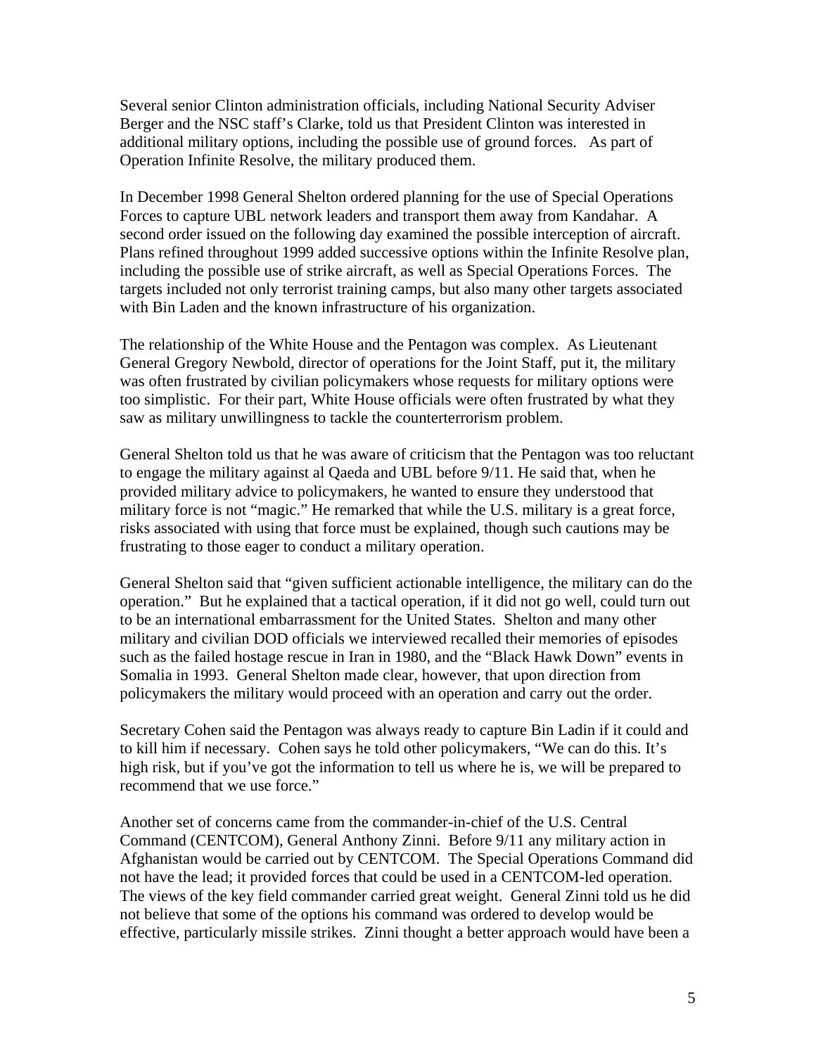Several senior Clinton administration officials, including National Security Adviser Berger and the NSC staff's Clarke, told us that President Clinton was interested in additional military options, including the possible use of ground forces. As part of Operation Infinite Resolve, the military produced them.

In December 1998 General Shelton ordered planning for the use of Special Operations Forces to capture UBL network leaders and transport them away from Kandahar. A second order issued on the following day examined the possible interception of aircraft. Plans refined throughout 1999 added successive options within the Infinite Resolve plan, including the possible use of strike aircraft, as well as Special Operations Forces. The targets included not only terrorist training camps, but also many other targets associated with Bin Laden and the known infrastructure of his organization.

The relationship of the White House and the Pentagon was complex. As Lieutenant General Gregory Newbold, director of operations for the Joint Staff, put it, the military was often frustrated by civilian policymakers whose requests for military options were too simplistic. For their part, White House officials were often frustrated by what they saw as military unwillingness to tackle the counterterrorism problem.

General Shelton told us that he was aware of criticism that the Pentagon was too reluctant to engage the military against al Qaeda and UBL before 9/11. He said that, when he provided military advice to policymakers, he wanted to ensure they understood that military force is not "magic." He remarked that while the U.S. military is a great force, risks associated with using that force must be explained, though such cautions may be frustrating to those eager to conduct a military operation.

General Shelton said that "given sufficient actionable intelligence, the military can do the operation." But he explained that a tactical operation, if it did not go well, could turn out to be an international embarrassment for the United States. Shelton and many other military and civilian DOD officials we interviewed recalled their memories of episodes such as the failed hostage rescue in Iran in 1980, and the "Black Hawk Down" events in Somalia in 1993. General Shelton made clear, however, that upon direction from policymakers the military would proceed with an operation and carry out the order.

Secretary Cohen said the Pentagon was always ready to capture Bin Ladin if it could and to kill him if necessary. Cohen says he told other policymakers, "We can do this. It's high risk, but if you've got the information to tell us where he is, we will be prepared to recommend that we use force."

Another set of concerns came from the commander-in-chief of the U.S. Central Command (CENTCOM), General Anthony Zinni. Before 9/11 any military action in Afghanistan would be carried out by CENTCOM. The Special Operations Command did not have the lead; it provided forces that could be used in a CENTCOM-led operation. The views of the key field commander carried great weight. General Zinni told us he did not believe that some of the options his command was ordered to develop would be effective, particularly missile strikes. Zinni thought a better approach would have been a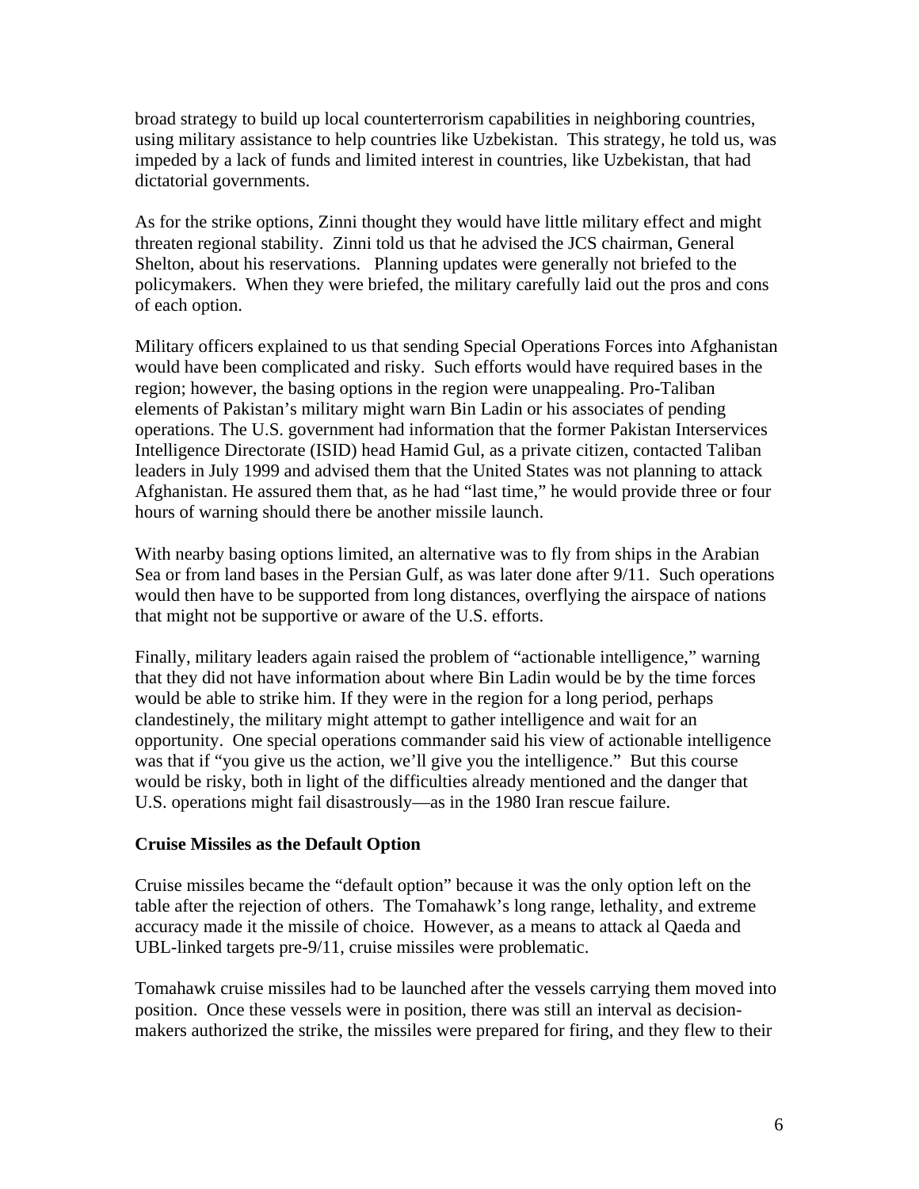broad strategy to build up local counterterrorism capabilities in neighboring countries, using military assistance to help countries like Uzbekistan. This strategy, he told us, was impeded by a lack of funds and limited interest in countries, like Uzbekistan, that had dictatorial governments.

As for the strike options, Zinni thought they would have little military effect and might threaten regional stability. Zinni told us that he advised the JCS chairman, General Shelton, about his reservations. Planning updates were generally not briefed to the policymakers. When they were briefed, the military carefully laid out the pros and cons of each option.

Military officers explained to us that sending Special Operations Forces into Afghanistan would have been complicated and risky. Such efforts would have required bases in the region; however, the basing options in the region were unappealing. Pro-Taliban elements of Pakistan's military might warn Bin Ladin or his associates of pending operations. The U.S. government had information that the former Pakistan Interservices Intelligence Directorate (ISID) head Hamid Gul, as a private citizen, contacted Taliban leaders in July 1999 and advised them that the United States was not planning to attack Afghanistan. He assured them that, as he had "last time," he would provide three or four hours of warning should there be another missile launch.

With nearby basing options limited, an alternative was to fly from ships in the Arabian Sea or from land bases in the Persian Gulf, as was later done after 9/11. Such operations would then have to be supported from long distances, overflying the airspace of nations that might not be supportive or aware of the U.S. efforts.

Finally, military leaders again raised the problem of "actionable intelligence," warning that they did not have information about where Bin Ladin would be by the time forces would be able to strike him. If they were in the region for a long period, perhaps clandestinely, the military might attempt to gather intelligence and wait for an opportunity. One special operations commander said his view of actionable intelligence was that if "you give us the action, we'll give you the intelligence." But this course would be risky, both in light of the difficulties already mentioned and the danger that U.S. operations might fail disastrously—as in the 1980 Iran rescue failure.

**Cruise Missiles as the Default Option**

Cruise missiles became the "default option" because it was the only option left on the table after the rejection of others. The Tomahawk's long range, lethality, and extreme accuracy made it the missile of choice. However, as a means to attack al Qaeda and UBL-linked targets pre-9/11, cruise missiles were problematic.

Tomahawk cruise missiles had to be launched after the vessels carrying them moved into position. Once these vessels were in position, there was still an interval as decision-makers authorized the strike, the missiles were prepared for firing, and they flew to their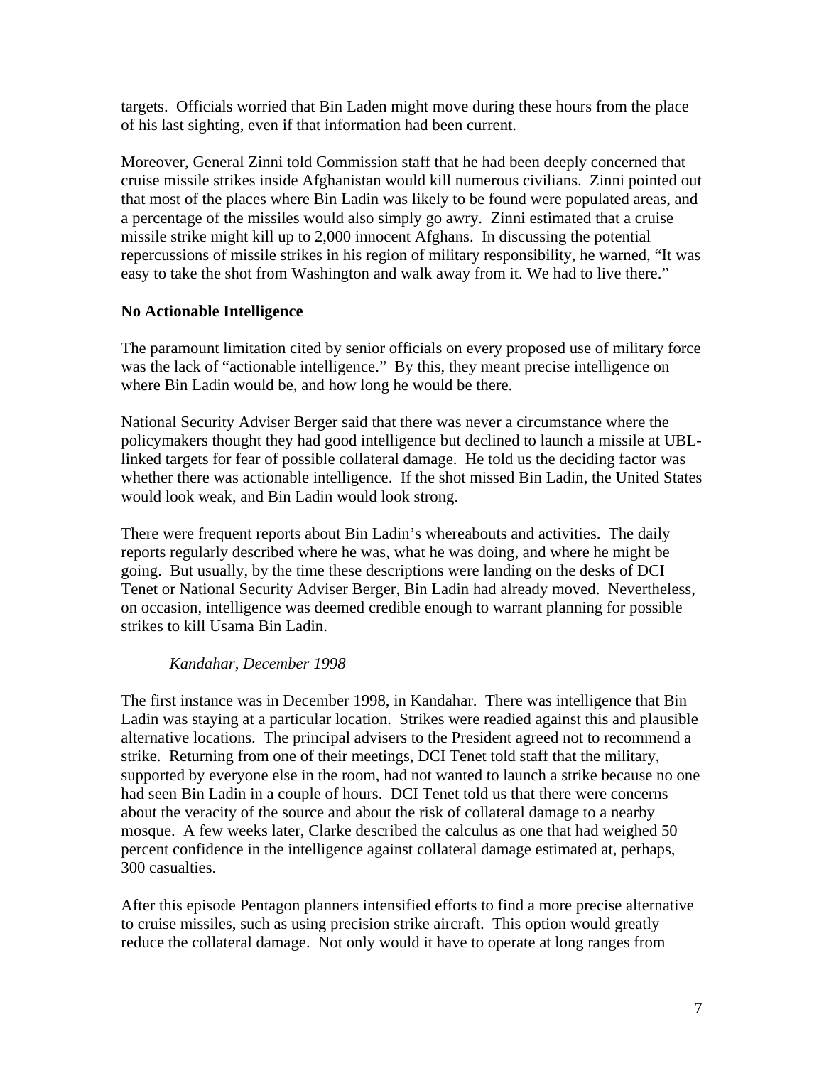targets. Officials worried that Bin Laden might move during these hours from the place of his last sighting, even if that information had been current.

Moreover, General Zinni told Commission staff that he had been deeply concerned that cruise missile strikes inside Afghanistan would kill numerous civilians. Zinni pointed out that most of the places where Bin Ladin was likely to be found were populated areas, and a percentage of the missiles would also simply go awry. Zinni estimated that a cruise missile strike might kill up to 2,000 innocent Afghans. In discussing the potential repercussions of missile strikes in his region of military responsibility, he warned, "It was easy to take the shot from Washington and walk away from it. We had to live there."

**No Actionable Intelligence**

The paramount limitation cited by senior officials on every proposed use of military force was the lack of "actionable intelligence." By this, they meant precise intelligence on where Bin Ladin would be, and how long he would be there.

National Security Adviser Berger said that there was never a circumstance where the policymakers thought they had good intelligence but declined to launch a missile at UBL-linked targets for fear of possible collateral damage. He told us the deciding factor was whether there was actionable intelligence. If the shot missed Bin Ladin, the United States would look weak, and Bin Ladin would look strong.

There were frequent reports about Bin Ladin's whereabouts and activities. The daily reports regularly described where he was, what he was doing, and where he might be going. But usually, by the time these descriptions were landing on the desks of DCI Tenet or National Security Adviser Berger, Bin Ladin had already moved. Nevertheless, on occasion, intelligence was deemed credible enough to warrant planning for possible strikes to kill Usama Bin Ladin.

*Kandahar, December 1998*

The first instance was in December 1998, in Kandahar. There was intelligence that Bin Ladin was staying at a particular location. Strikes were readied against this and plausible alternative locations. The principal advisers to the President agreed not to recommend a strike. Returning from one of their meetings, DCI Tenet told staff that the military, supported by everyone else in the room, had not wanted to launch a strike because no one had seen Bin Ladin in a couple of hours. DCI Tenet told us that there were concerns about the veracity of the source and about the risk of collateral damage to a nearby mosque. A few weeks later, Clarke described the calculus as one that had weighed 50 percent confidence in the intelligence against collateral damage estimated at, perhaps, 300 casualties.

After this episode Pentagon planners intensified efforts to find a more precise alternative to cruise missiles, such as using precision strike aircraft. This option would greatly reduce the collateral damage. Not only would it have to operate at long ranges from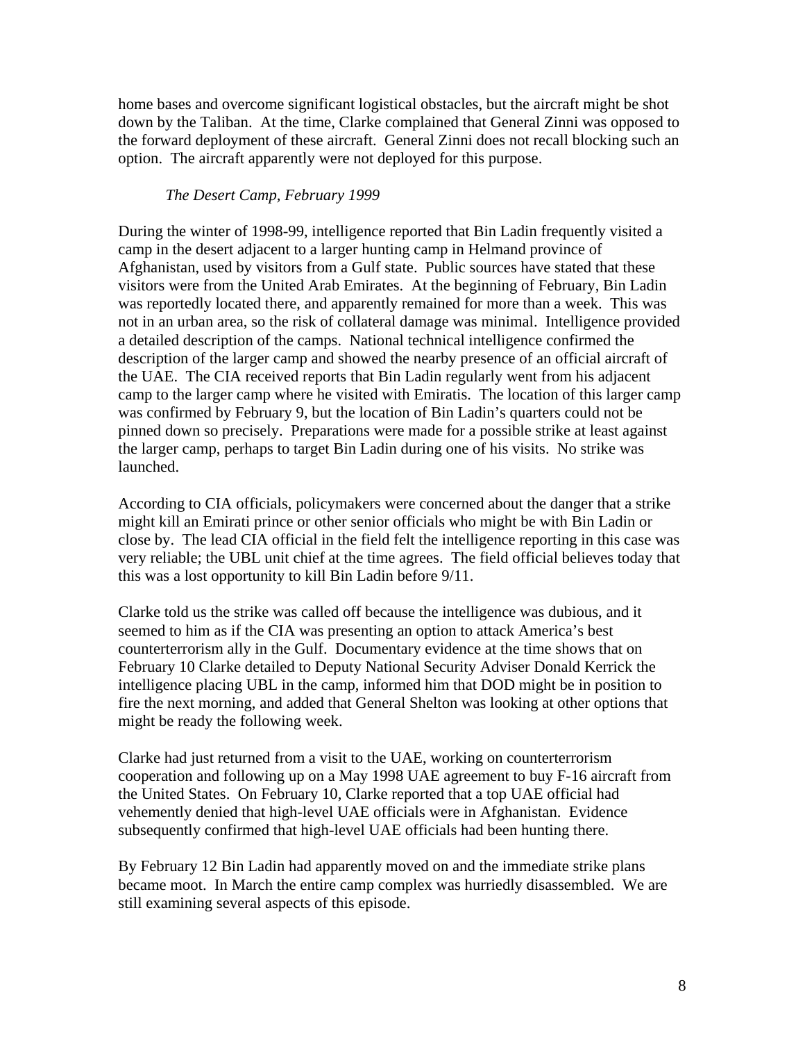home bases and overcome significant logistical obstacles, but the aircraft might be shot down by the Taliban. At the time, Clarke complained that General Zinni was opposed to the forward deployment of these aircraft. General Zinni does not recall blocking such an option. The aircraft apparently were not deployed for this purpose.

*The Desert Camp, February 1999*

During the winter of 1998-99, intelligence reported that Bin Ladin frequently visited a camp in the desert adjacent to a larger hunting camp in Helmand province of Afghanistan, used by visitors from a Gulf state. Public sources have stated that these visitors were from the United Arab Emirates. At the beginning of February, Bin Ladin was reportedly located there, and apparently remained for more than a week. This was not in an urban area, so the risk of collateral damage was minimal. Intelligence provided a detailed description of the camps. National technical intelligence confirmed the description of the larger camp and showed the nearby presence of an official aircraft of the UAE. The CIA received reports that Bin Ladin regularly went from his adjacent camp to the larger camp where he visited with Emiratis. The location of this larger camp was confirmed by February 9, but the location of Bin Ladin's quarters could not be pinned down so precisely. Preparations were made for a possible strike at least against the larger camp, perhaps to target Bin Ladin during one of his visits. No strike was launched.

According to CIA officials, policymakers were concerned about the danger that a strike might kill an Emirati prince or other senior officials who might be with Bin Ladin or close by. The lead CIA official in the field felt the intelligence reporting in this case was very reliable; the UBL unit chief at the time agrees. The field official believes today that this was a lost opportunity to kill Bin Ladin before 9/11.

Clarke told us the strike was called off because the intelligence was dubious, and it seemed to him as if the CIA was presenting an option to attack America's best counterterrorism ally in the Gulf. Documentary evidence at the time shows that on February 10 Clarke detailed to Deputy National Security Adviser Donald Kerrick the intelligence placing UBL in the camp, informed him that DOD might be in position to fire the next morning, and added that General Shelton was looking at other options that might be ready the following week.

Clarke had just returned from a visit to the UAE, working on counterterrorism cooperation and following up on a May 1998 UAE agreement to buy F-16 aircraft from the United States. On February 10, Clarke reported that a top UAE official had vehemently denied that high-level UAE officials were in Afghanistan. Evidence subsequently confirmed that high-level UAE officials had been hunting there.

By February 12 Bin Ladin had apparently moved on and the immediate strike plans became moot. In March the entire camp complex was hurriedly disassembled. We are still examining several aspects of this episode.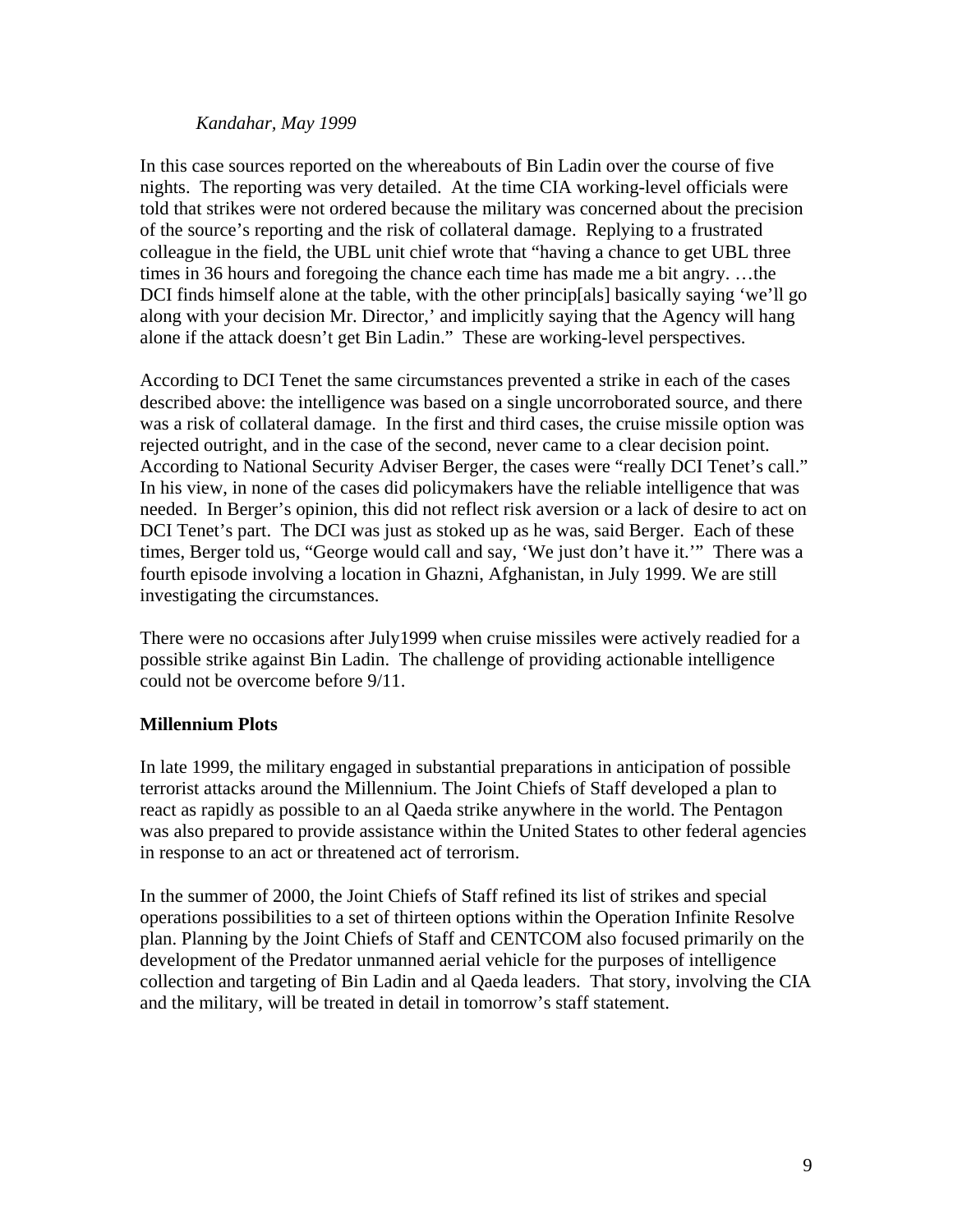*Kandahar, May 1999*

In this case sources reported on the whereabouts of Bin Ladin over the course of five nights. The reporting was very detailed. At the time CIA working-level officials were told that strikes were not ordered because the military was concerned about the precision of the source's reporting and the risk of collateral damage. Replying to a frustrated colleague in the field, the UBL unit chief wrote that "having a chance to get UBL three times in 36 hours and foregoing the chance each time has made me a bit angry. …the DCI finds himself alone at the table, with the other princip[als] basically saying 'we'll go along with your decision Mr. Director,' and implicitly saying that the Agency will hang alone if the attack doesn't get Bin Ladin." These are working-level perspectives.

According to DCI Tenet the same circumstances prevented a strike in each of the cases described above: the intelligence was based on a single uncorroborated source, and there was a risk of collateral damage. In the first and third cases, the cruise missile option was rejected outright, and in the case of the second, never came to a clear decision point. According to National Security Adviser Berger, the cases were "really DCI Tenet's call." In his view, in none of the cases did policymakers have the reliable intelligence that was needed. In Berger's opinion, this did not reflect risk aversion or a lack of desire to act on DCI Tenet's part. The DCI was just as stoked up as he was, said Berger. Each of these times, Berger told us, "George would call and say, 'We just don't have it.'" There was a fourth episode involving a location in Ghazni, Afghanistan, in July 1999. We are still investigating the circumstances.

There were no occasions after July1999 when cruise missiles were actively readied for a possible strike against Bin Ladin. The challenge of providing actionable intelligence could not be overcome before 9/11.

**Millennium Plots**

In late 1999, the military engaged in substantial preparations in anticipation of possible terrorist attacks around the Millennium. The Joint Chiefs of Staff developed a plan to react as rapidly as possible to an al Qaeda strike anywhere in the world. The Pentagon was also prepared to provide assistance within the United States to other federal agencies in response to an act or threatened act of terrorism.

In the summer of 2000, the Joint Chiefs of Staff refined its list of strikes and special operations possibilities to a set of thirteen options within the Operation Infinite Resolve plan. Planning by the Joint Chiefs of Staff and CENTCOM also focused primarily on the development of the Predator unmanned aerial vehicle for the purposes of intelligence collection and targeting of Bin Ladin and al Qaeda leaders. That story, involving the CIA and the military, will be treated in detail in tomorrow's staff statement.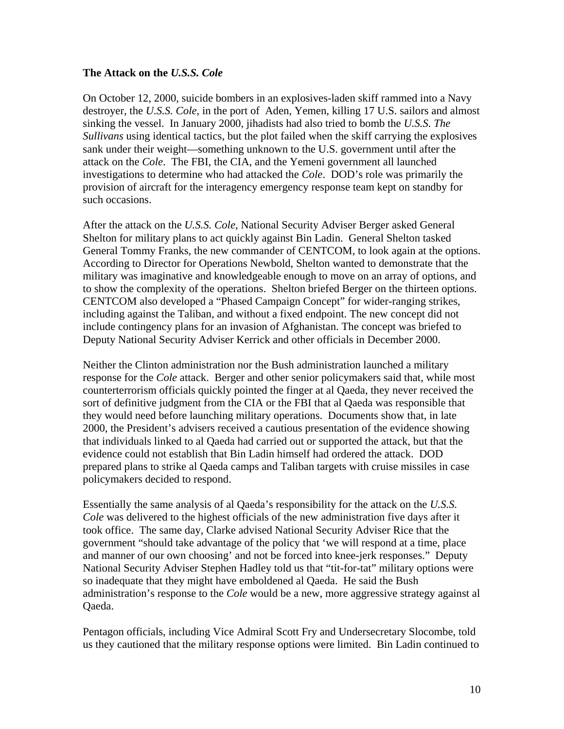**The Attack on the *U.S.S. Cole***

On October 12, 2000, suicide bombers in an explosives-laden skiff rammed into a Navy destroyer, the *U.S.S. Cole*, in the port of Aden, Yemen, killing 17 U.S. sailors and almost sinking the vessel. In January 2000, jihadists had also tried to bomb the *U.S.S. The Sullivans* using identical tactics, but the plot failed when the skiff carrying the explosives sank under their weight—something unknown to the U.S. government until after the attack on the *Cole*. The FBI, the CIA, and the Yemeni government all launched investigations to determine who had attacked the *Cole*. DOD's role was primarily the provision of aircraft for the interagency emergency response team kept on standby for such occasions.

After the attack on the *U.S.S. Cole*, National Security Adviser Berger asked General Shelton for military plans to act quickly against Bin Ladin. General Shelton tasked General Tommy Franks, the new commander of CENTCOM, to look again at the options. According to Director for Operations Newbold, Shelton wanted to demonstrate that the military was imaginative and knowledgeable enough to move on an array of options, and to show the complexity of the operations. Shelton briefed Berger on the thirteen options. CENTCOM also developed a "Phased Campaign Concept" for wider-ranging strikes, including against the Taliban, and without a fixed endpoint. The new concept did not include contingency plans for an invasion of Afghanistan. The concept was briefed to Deputy National Security Adviser Kerrick and other officials in December 2000.

Neither the Clinton administration nor the Bush administration launched a military response for the *Cole* attack. Berger and other senior policymakers said that, while most counterterrorism officials quickly pointed the finger at al Qaeda, they never received the sort of definitive judgment from the CIA or the FBI that al Qaeda was responsible that they would need before launching military operations. Documents show that, in late 2000, the President's advisers received a cautious presentation of the evidence showing that individuals linked to al Qaeda had carried out or supported the attack, but that the evidence could not establish that Bin Ladin himself had ordered the attack. DOD prepared plans to strike al Qaeda camps and Taliban targets with cruise missiles in case policymakers decided to respond.

Essentially the same analysis of al Qaeda's responsibility for the attack on the *U.S.S. Cole* was delivered to the highest officials of the new administration five days after it took office. The same day, Clarke advised National Security Adviser Rice that the government "should take advantage of the policy that 'we will respond at a time, place and manner of our own choosing' and not be forced into knee-jerk responses." Deputy National Security Adviser Stephen Hadley told us that "tit-for-tat" military options were so inadequate that they might have emboldened al Qaeda. He said the Bush administration's response to the *Cole* would be a new, more aggressive strategy against al Qaeda.

Pentagon officials, including Vice Admiral Scott Fry and Undersecretary Slocombe, told us they cautioned that the military response options were limited. Bin Ladin continued to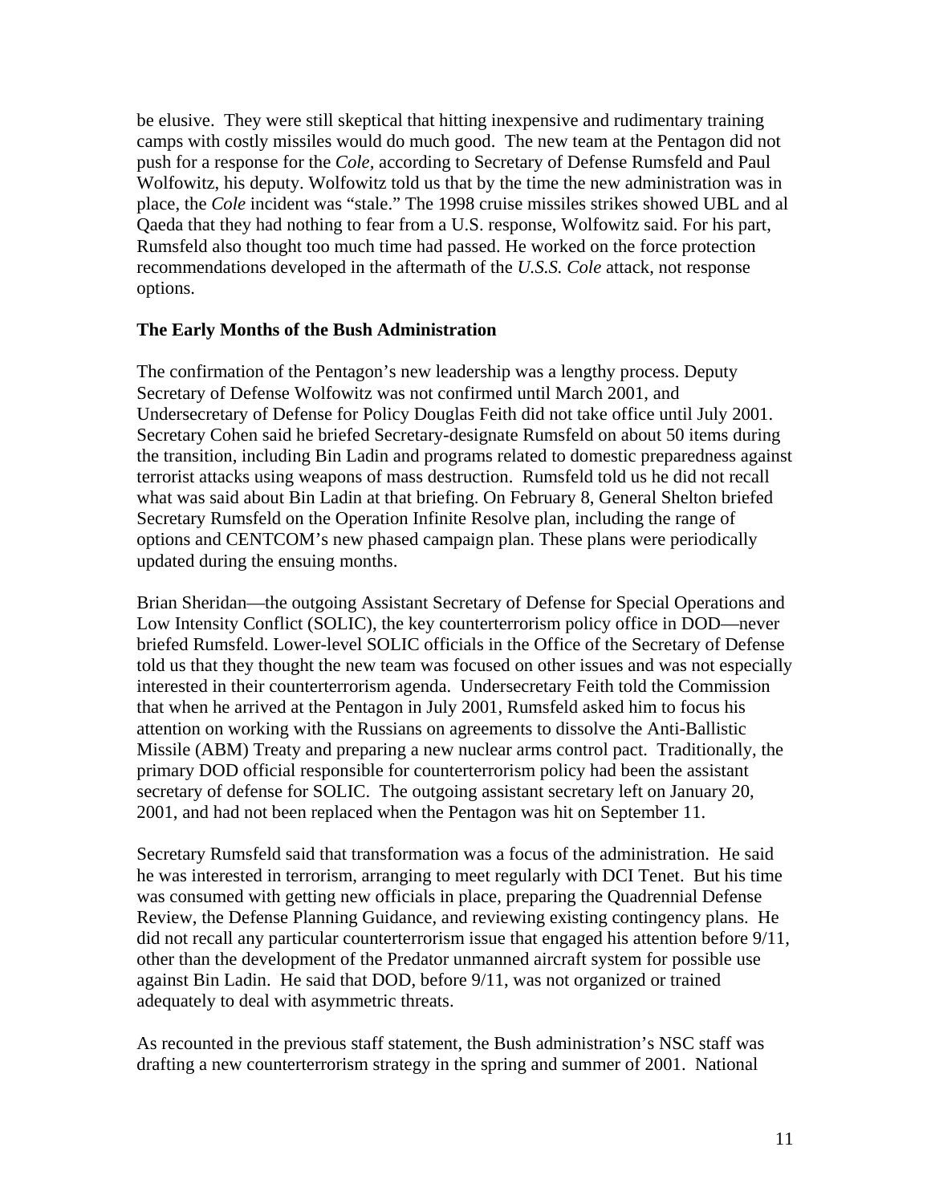be elusive. They were still skeptical that hitting inexpensive and rudimentary training camps with costly missiles would do much good. The new team at the Pentagon did not push for a response for the *Cole*, according to Secretary of Defense Rumsfeld and Paul Wolfowitz, his deputy. Wolfowitz told us that by the time the new administration was in place, the *Cole* incident was "stale." The 1998 cruise missiles strikes showed UBL and al Qaeda that they had nothing to fear from a U.S. response, Wolfowitz said. For his part, Rumsfeld also thought too much time had passed. He worked on the force protection recommendations developed in the aftermath of the *U.S.S. Cole* attack, not response options.

**The Early Months of the Bush Administration**

The confirmation of the Pentagon's new leadership was a lengthy process. Deputy Secretary of Defense Wolfowitz was not confirmed until March 2001, and Undersecretary of Defense for Policy Douglas Feith did not take office until July 2001. Secretary Cohen said he briefed Secretary-designate Rumsfeld on about 50 items during the transition, including Bin Ladin and programs related to domestic preparedness against terrorist attacks using weapons of mass destruction. Rumsfeld told us he did not recall what was said about Bin Ladin at that briefing. On February 8, General Shelton briefed Secretary Rumsfeld on the Operation Infinite Resolve plan, including the range of options and CENTCOM's new phased campaign plan. These plans were periodically updated during the ensuing months.

Brian Sheridan—the outgoing Assistant Secretary of Defense for Special Operations and Low Intensity Conflict (SOLIC), the key counterterrorism policy office in DOD—never briefed Rumsfeld. Lower-level SOLIC officials in the Office of the Secretary of Defense told us that they thought the new team was focused on other issues and was not especially interested in their counterterrorism agenda. Undersecretary Feith told the Commission that when he arrived at the Pentagon in July 2001, Rumsfeld asked him to focus his attention on working with the Russians on agreements to dissolve the Anti-Ballistic Missile (ABM) Treaty and preparing a new nuclear arms control pact. Traditionally, the primary DOD official responsible for counterterrorism policy had been the assistant secretary of defense for SOLIC. The outgoing assistant secretary left on January 20, 2001, and had not been replaced when the Pentagon was hit on September 11.

Secretary Rumsfeld said that transformation was a focus of the administration. He said he was interested in terrorism, arranging to meet regularly with DCI Tenet. But his time was consumed with getting new officials in place, preparing the Quadrennial Defense Review, the Defense Planning Guidance, and reviewing existing contingency plans. He did not recall any particular counterterrorism issue that engaged his attention before 9/11, other than the development of the Predator unmanned aircraft system for possible use against Bin Ladin. He said that DOD, before 9/11, was not organized or trained adequately to deal with asymmetric threats.

As recounted in the previous staff statement, the Bush administration's NSC staff was drafting a new counterterrorism strategy in the spring and summer of 2001. National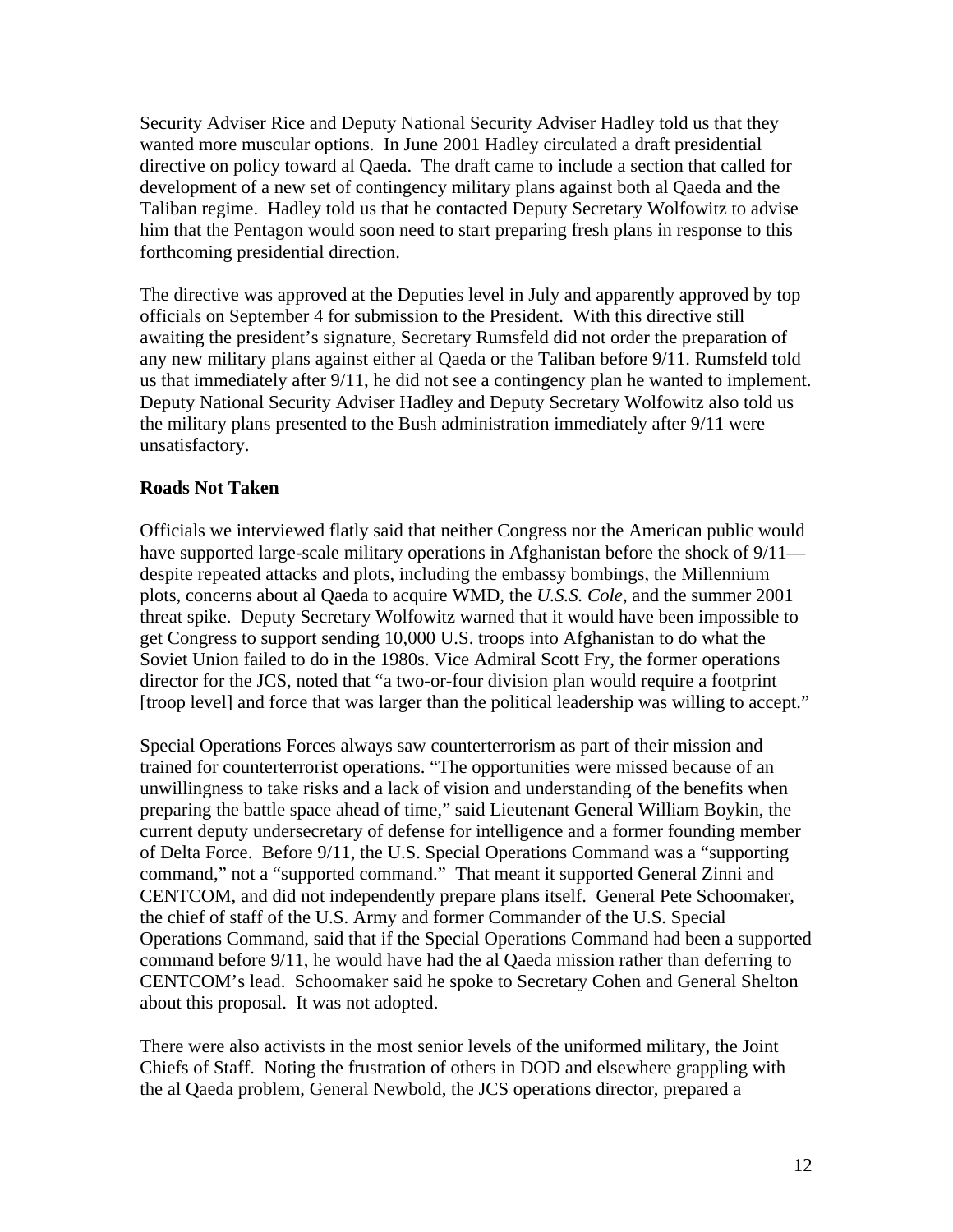Security Adviser Rice and Deputy National Security Adviser Hadley told us that they wanted more muscular options. In June 2001 Hadley circulated a draft presidential directive on policy toward al Qaeda. The draft came to include a section that called for development of a new set of contingency military plans against both al Qaeda and the Taliban regime. Hadley told us that he contacted Deputy Secretary Wolfowitz to advise him that the Pentagon would soon need to start preparing fresh plans in response to this forthcoming presidential direction.

The directive was approved at the Deputies level in July and apparently approved by top officials on September 4 for submission to the President. With this directive still awaiting the president's signature, Secretary Rumsfeld did not order the preparation of any new military plans against either al Qaeda or the Taliban before 9/11. Rumsfeld told us that immediately after 9/11, he did not see a contingency plan he wanted to implement. Deputy National Security Adviser Hadley and Deputy Secretary Wolfowitz also told us the military plans presented to the Bush administration immediately after 9/11 were unsatisfactory.

**Roads Not Taken**

Officials we interviewed flatly said that neither Congress nor the American public would have supported large-scale military operations in Afghanistan before the shock of 9/11—despite repeated attacks and plots, including the embassy bombings, the Millennium plots, concerns about al Qaeda to acquire WMD, the *U.S.S. Cole*, and the summer 2001 threat spike. Deputy Secretary Wolfowitz warned that it would have been impossible to get Congress to support sending 10,000 U.S. troops into Afghanistan to do what the Soviet Union failed to do in the 1980s. Vice Admiral Scott Fry, the former operations director for the JCS, noted that "a two-or-four division plan would require a footprint [troop level] and force that was larger than the political leadership was willing to accept."

Special Operations Forces always saw counterterrorism as part of their mission and trained for counterterrorist operations. "The opportunities were missed because of an unwillingness to take risks and a lack of vision and understanding of the benefits when preparing the battle space ahead of time," said Lieutenant General William Boykin, the current deputy undersecretary of defense for intelligence and a former founding member of Delta Force. Before 9/11, the U.S. Special Operations Command was a "supporting command," not a "supported command." That meant it supported General Zinni and CENTCOM, and did not independently prepare plans itself. General Pete Schoomaker, the chief of staff of the U.S. Army and former Commander of the U.S. Special Operations Command, said that if the Special Operations Command had been a supported command before 9/11, he would have had the al Qaeda mission rather than deferring to CENTCOM's lead. Schoomaker said he spoke to Secretary Cohen and General Shelton about this proposal. It was not adopted.

There were also activists in the most senior levels of the uniformed military, the Joint Chiefs of Staff. Noting the frustration of others in DOD and elsewhere grappling with the al Qaeda problem, General Newbold, the JCS operations director, prepared a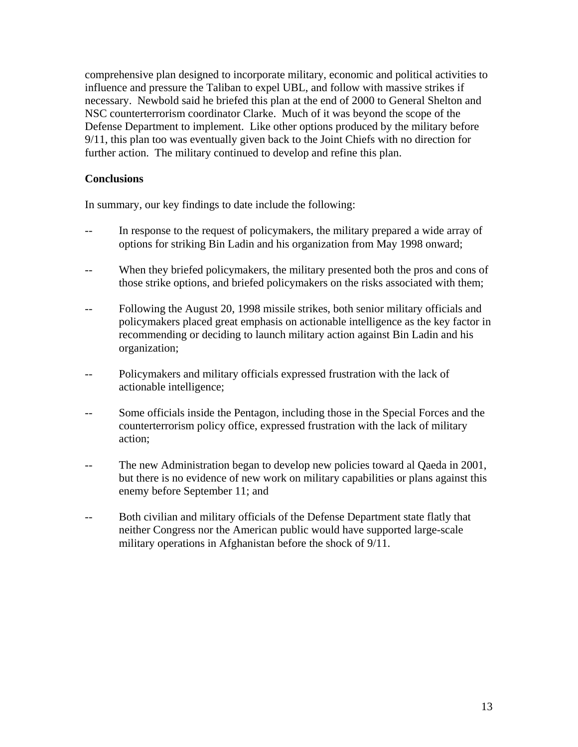comprehensive plan designed to incorporate military, economic and political activities to influence and pressure the Taliban to expel UBL, and follow with massive strikes if necessary. Newbold said he briefed this plan at the end of 2000 to General Shelton and NSC counterterrorism coordinator Clarke. Much of it was beyond the scope of the Defense Department to implement. Like other options produced by the military before 9/11, this plan too was eventually given back to the Joint Chiefs with no direction for further action. The military continued to develop and refine this plan.

**Conclusions**

In summary, our key findings to date include the following:

-- In response to the request of policymakers, the military prepared a wide array of options for striking Bin Ladin and his organization from May 1998 onward;

-- When they briefed policymakers, the military presented both the pros and cons of those strike options, and briefed policymakers on the risks associated with them;

-- Following the August 20, 1998 missile strikes, both senior military officials and policymakers placed great emphasis on actionable intelligence as the key factor in recommending or deciding to launch military action against Bin Ladin and his organization;

-- Policymakers and military officials expressed frustration with the lack of actionable intelligence;

-- Some officials inside the Pentagon, including those in the Special Forces and the counterterrorism policy office, expressed frustration with the lack of military action;

-- The new Administration began to develop new policies toward al Qaeda in 2001, but there is no evidence of new work on military capabilities or plans against this enemy before September 11; and

-- Both civilian and military officials of the Defense Department state flatly that neither Congress nor the American public would have supported large-scale military operations in Afghanistan before the shock of 9/11.